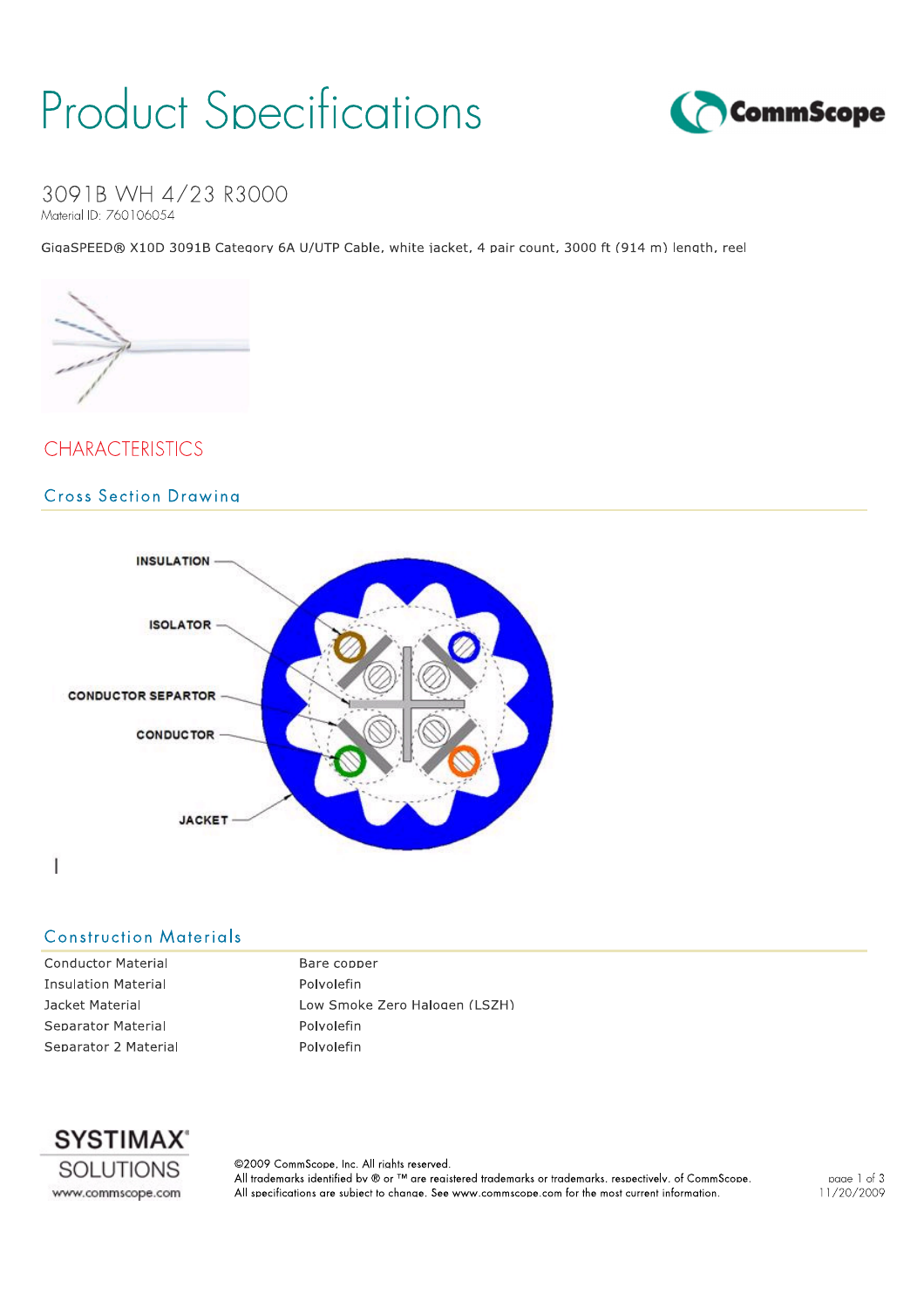# Product Specifications

## 3091B WH 4/23 R3000

Material ID: 760106054

GigaSPEED® X10D 3091B Category 6A U/UTP Cable, white jacket, 4 pair count, 3000 ft (914 m) length, reel

## CHARACTERISTICS

### Cross Section Drawing

INSULATION

ISOLATOR

CONDUCTOR SEPARTOR

CONDUCTOR

JACKET

### Construction Materials

| | |
|---|---|
| Conductor Material | Bare copper |
| Insulation Material | Polyolefin |
| Jacket Material | Low Smoke Zero Halogen (LSZH) |
| Separator Material | Polyolefin |
| Separator 2 Material | Polyolefin |

SYSTIMAX® SOLUTIONS
www.commscope.com

©2009 CommScope, Inc. All rights reserved.
All trademarks identified by ® or ™ are registered trademarks or trademarks, respectively, of CommScope.
All specifications are subject to change. See www.commscope.com for the most current information.

11/20/2009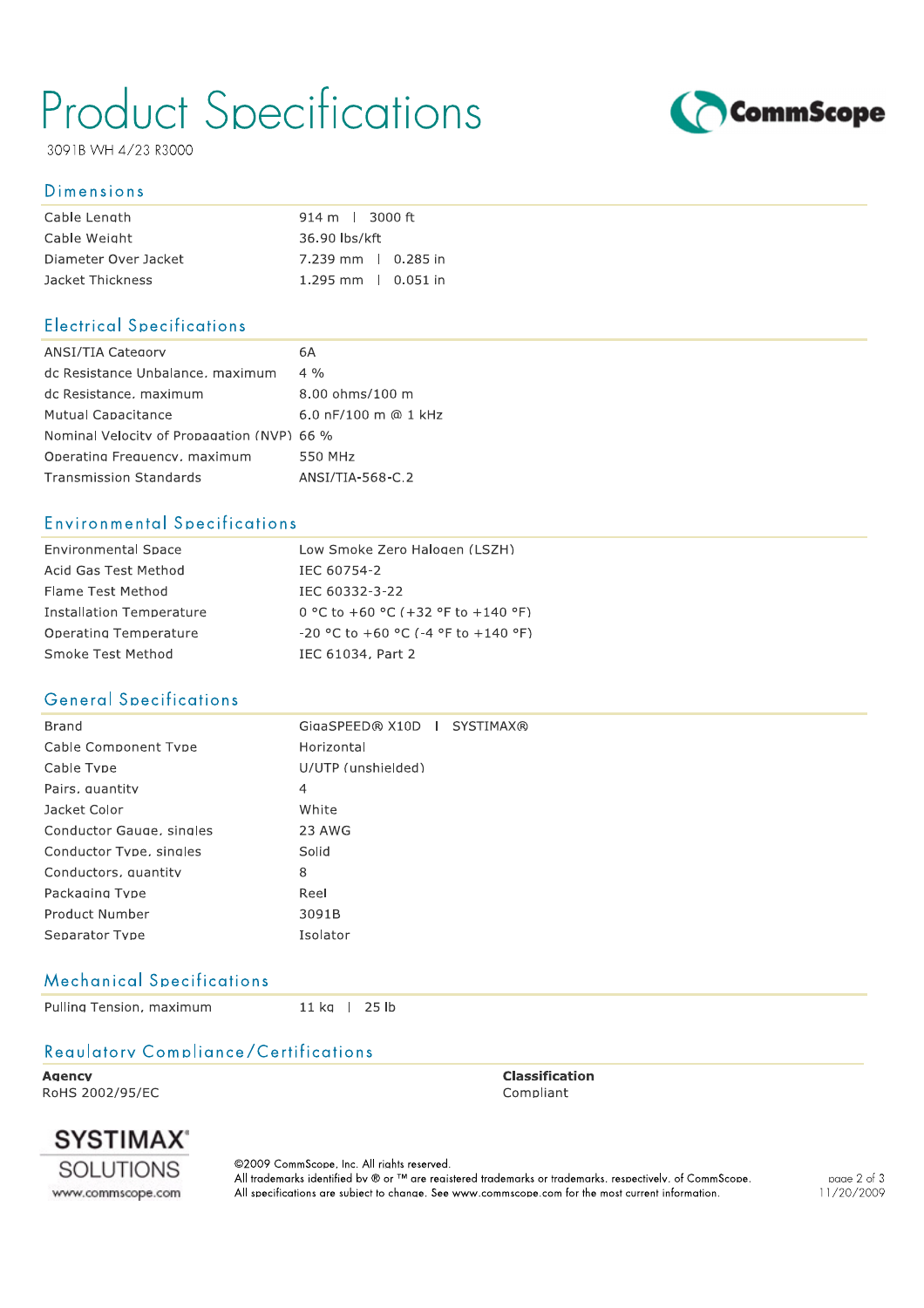# Product Specifications

3091B WH 4/23 R3000

## Dimensions

| | |
|---|---|
| Cable Length | 914 m \| 3000 ft |
| Cable Weight | 36.90 lbs/kft |
| Diameter Over Jacket | 7.239 mm \| 0.285 in |
| Jacket Thickness | 1.295 mm \| 0.051 in |

## Electrical Specifications

| | |
|---|---|
| ANSI/TIA Category | 6A |
| dc Resistance Unbalance, maximum | 4 % |
| dc Resistance, maximum | 8.00 ohms/100 m |
| Mutual Capacitance | 6.0 nF/100 m @ 1 kHz |
| Nominal Velocity of Propagation (NVP) | 66 % |
| Operating Frequency, maximum | 550 MHz |
| Transmission Standards | ANSI/TIA-568-C.2 |

## Environmental Specifications

| | |
|---|---|
| Environmental Space | Low Smoke Zero Halogen (LSZH) |
| Acid Gas Test Method | IEC 60754-2 |
| Flame Test Method | IEC 60332-3-22 |
| Installation Temperature | 0 °C to +60 °C (+32 °F to +140 °F) |
| Operating Temperature | -20 °C to +60 °C (-4 °F to +140 °F) |
| Smoke Test Method | IEC 61034, Part 2 |

## General Specifications

| | |
|---|---|
| Brand | GigaSPEED® X10D \| SYSTIMAX® |
| Cable Component Type | Horizontal |
| Cable Type | U/UTP (unshielded) |
| Pairs, quantity | 4 |
| Jacket Color | White |
| Conductor Gauge, singles | 23 AWG |
| Conductor Type, singles | Solid |
| Conductors, quantity | 8 |
| Packaging Type | Reel |
| Product Number | 3091B |
| Separator Type | Isolator |

## Mechanical Specifications

| | |
|---|---|
| Pulling Tension, maximum | 11 kg \| 25 lb |

## Regulatory Compliance/Certifications

| **Agency** | **Classification** |
|---|---|
| RoHS 2002/95/EC | Compliant |

SYSTIMAX® SOLUTIONS
www.commscope.com

©2009 CommScope, Inc. All rights reserved.
All trademarks identified by ® or ™ are registered trademarks or trademarks, respectively, of CommScope.
All specifications are subject to change. See www.commscope.com for the most current information.

11/20/2009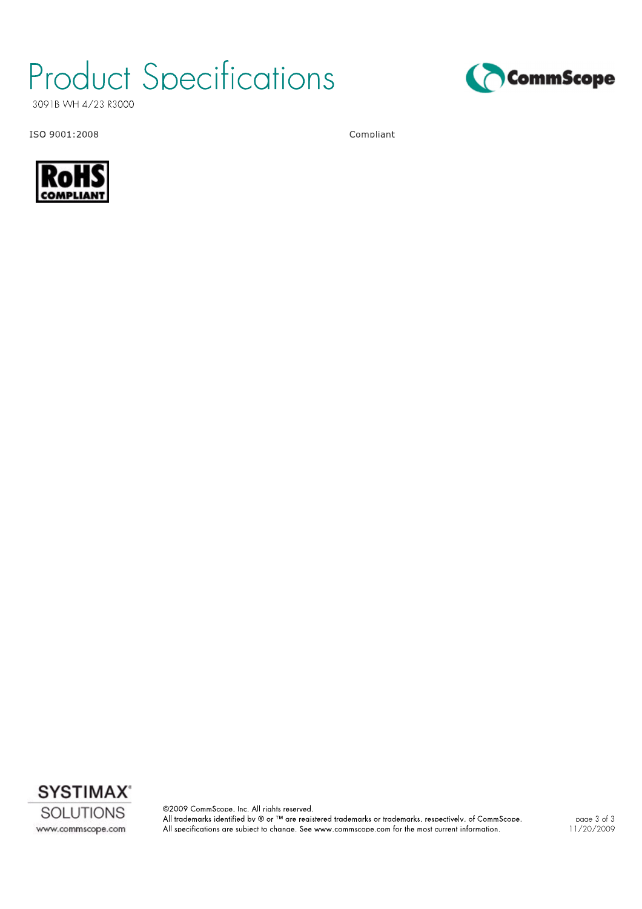ISO 9001:2008 Compliant

RoHS COMPLIANT